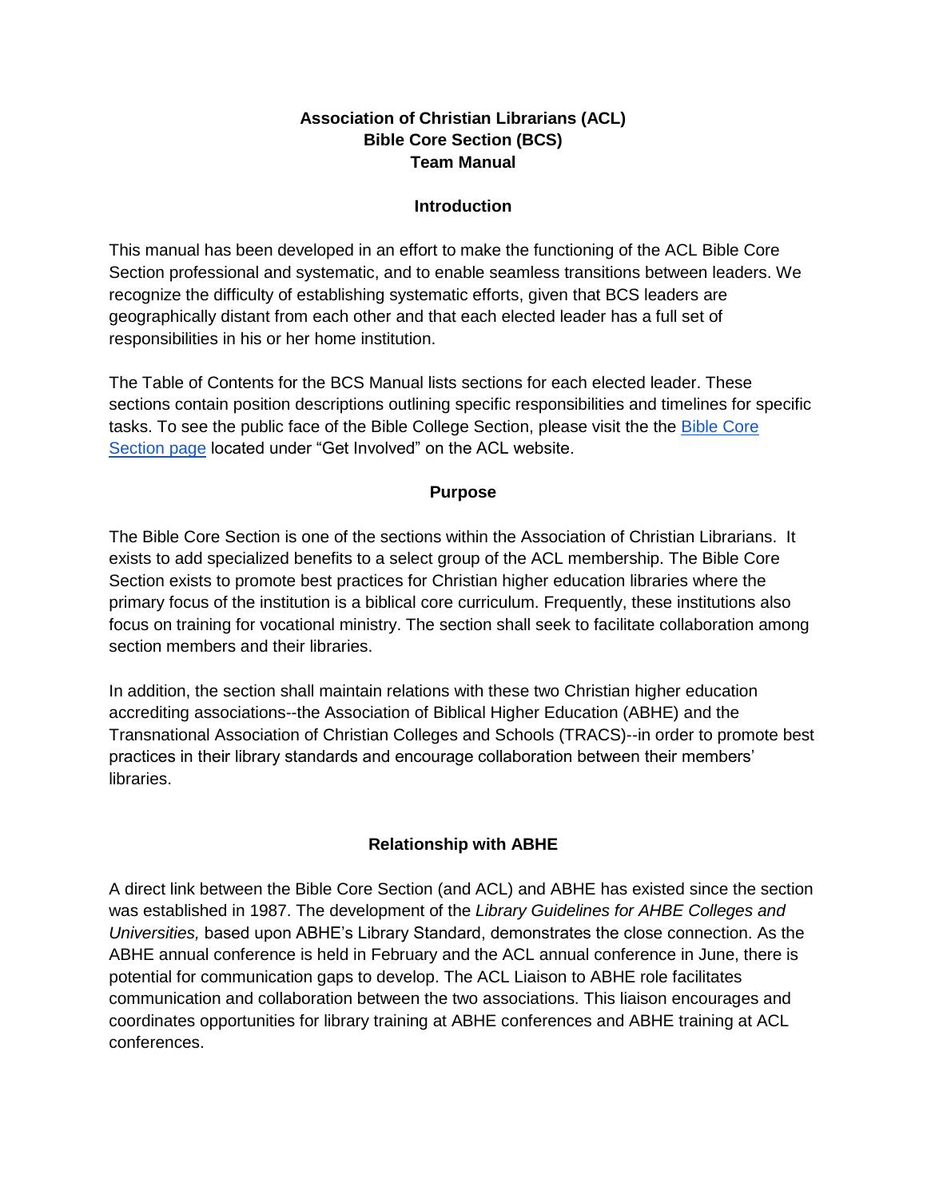**Association of Christian Librarians (ACL)**
**Bible Core Section (BCS)**
**Team Manual**

## Introduction

This manual has been developed in an effort to make the functioning of the ACL Bible Core Section professional and systematic, and to enable seamless transitions between leaders. We recognize the difficulty of establishing systematic efforts, given that BCS leaders are geographically distant from each other and that each elected leader has a full set of responsibilities in his or her home institution.

The Table of Contents for the BCS Manual lists sections for each elected leader. These sections contain position descriptions outlining specific responsibilities and timelines for specific tasks. To see the public face of the Bible College Section, please visit the the [Bible Core Section page]() located under "Get Involved" on the ACL website.

## Purpose

The Bible Core Section is one of the sections within the Association of Christian Librarians. It exists to add specialized benefits to a select group of the ACL membership. The Bible Core Section exists to promote best practices for Christian higher education libraries where the primary focus of the institution is a biblical core curriculum. Frequently, these institutions also focus on training for vocational ministry. The section shall seek to facilitate collaboration among section members and their libraries.

In addition, the section shall maintain relations with these two Christian higher education accrediting associations--the Association of Biblical Higher Education (ABHE) and the Transnational Association of Christian Colleges and Schools (TRACS)--in order to promote best practices in their library standards and encourage collaboration between their members' libraries.

## Relationship with ABHE

A direct link between the Bible Core Section (and ACL) and ABHE has existed since the section was established in 1987. The development of the *Library Guidelines for AHBE Colleges and Universities,* based upon ABHE's Library Standard, demonstrates the close connection. As the ABHE annual conference is held in February and the ACL annual conference in June, there is potential for communication gaps to develop. The ACL Liaison to ABHE role facilitates communication and collaboration between the two associations. This liaison encourages and coordinates opportunities for library training at ABHE conferences and ABHE training at ACL conferences.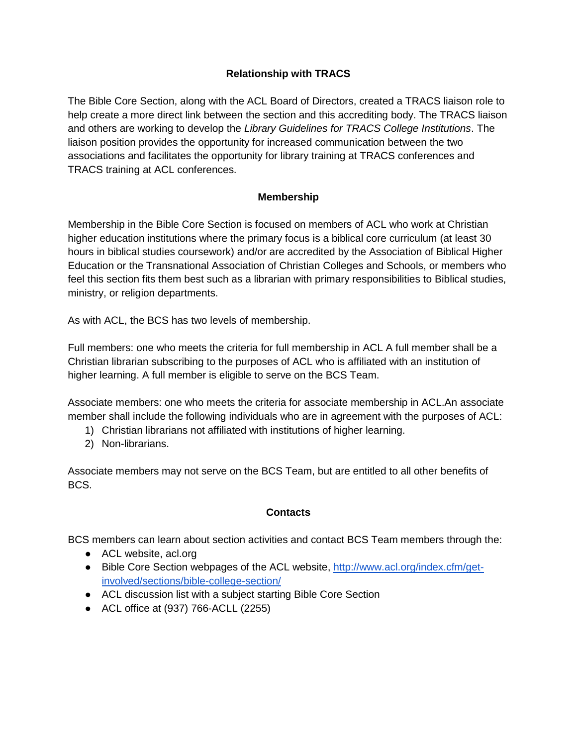## Relationship with TRACS

The Bible Core Section, along with the ACL Board of Directors, created a TRACS liaison role to help create a more direct link between the section and this accrediting body. The TRACS liaison and others are working to develop the *Library Guidelines for TRACS College Institutions*. The liaison position provides the opportunity for increased communication between the two associations and facilitates the opportunity for library training at TRACS conferences and TRACS training at ACL conferences.

## Membership

Membership in the Bible Core Section is focused on members of ACL who work at Christian higher education institutions where the primary focus is a biblical core curriculum (at least 30 hours in biblical studies coursework) and/or are accredited by the Association of Biblical Higher Education or the Transnational Association of Christian Colleges and Schools, or members who feel this section fits them best such as a librarian with primary responsibilities to Biblical studies, ministry, or religion departments.

As with ACL, the BCS has two levels of membership.

Full members: one who meets the criteria for full membership in ACL A full member shall be a Christian librarian subscribing to the purposes of ACL who is affiliated with an institution of higher learning. A full member is eligible to serve on the BCS Team.

Associate members: one who meets the criteria for associate membership in ACL.An associate member shall include the following individuals who are in agreement with the purposes of ACL:

1) Christian librarians not affiliated with institutions of higher learning.
2) Non-librarians.

Associate members may not serve on the BCS Team, but are entitled to all other benefits of BCS.

## Contacts

BCS members can learn about section activities and contact BCS Team members through the:

- ACL website, acl.org
- Bible Core Section webpages of the ACL website, [http://www.acl.org/index.cfm/get-involved/sections/bible-college-section/](http://www.acl.org/index.cfm/get-involved/sections/bible-college-section/)
- ACL discussion list with a subject starting Bible Core Section
- ACL office at (937) 766-ACLL (2255)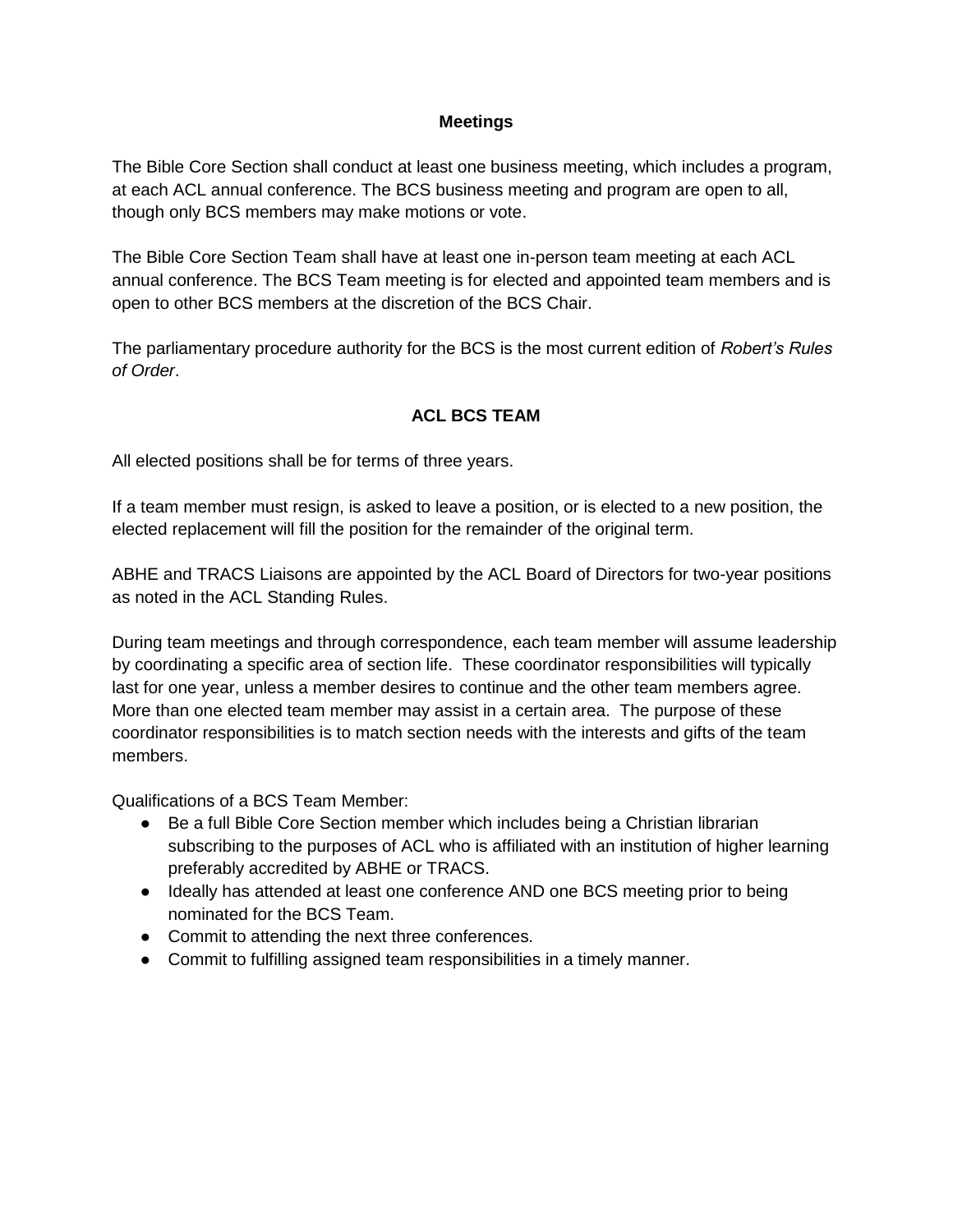## Meetings

The Bible Core Section shall conduct at least one business meeting, which includes a program, at each ACL annual conference. The BCS business meeting and program are open to all, though only BCS members may make motions or vote.

The Bible Core Section Team shall have at least one in-person team meeting at each ACL annual conference. The BCS Team meeting is for elected and appointed team members and is open to other BCS members at the discretion of the BCS Chair.

The parliamentary procedure authority for the BCS is the most current edition of *Robert's Rules of Order*.

## ACL BCS TEAM

All elected positions shall be for terms of three years.

If a team member must resign, is asked to leave a position, or is elected to a new position, the elected replacement will fill the position for the remainder of the original term.

ABHE and TRACS Liaisons are appointed by the ACL Board of Directors for two-year positions as noted in the ACL Standing Rules.

During team meetings and through correspondence, each team member will assume leadership by coordinating a specific area of section life. These coordinator responsibilities will typically last for one year, unless a member desires to continue and the other team members agree. More than one elected team member may assist in a certain area. The purpose of these coordinator responsibilities is to match section needs with the interests and gifts of the team members.

Qualifications of a BCS Team Member:

- Be a full Bible Core Section member which includes being a Christian librarian subscribing to the purposes of ACL who is affiliated with an institution of higher learning preferably accredited by ABHE or TRACS.
- Ideally has attended at least one conference AND one BCS meeting prior to being nominated for the BCS Team.
- Commit to attending the next three conferences.
- Commit to fulfilling assigned team responsibilities in a timely manner.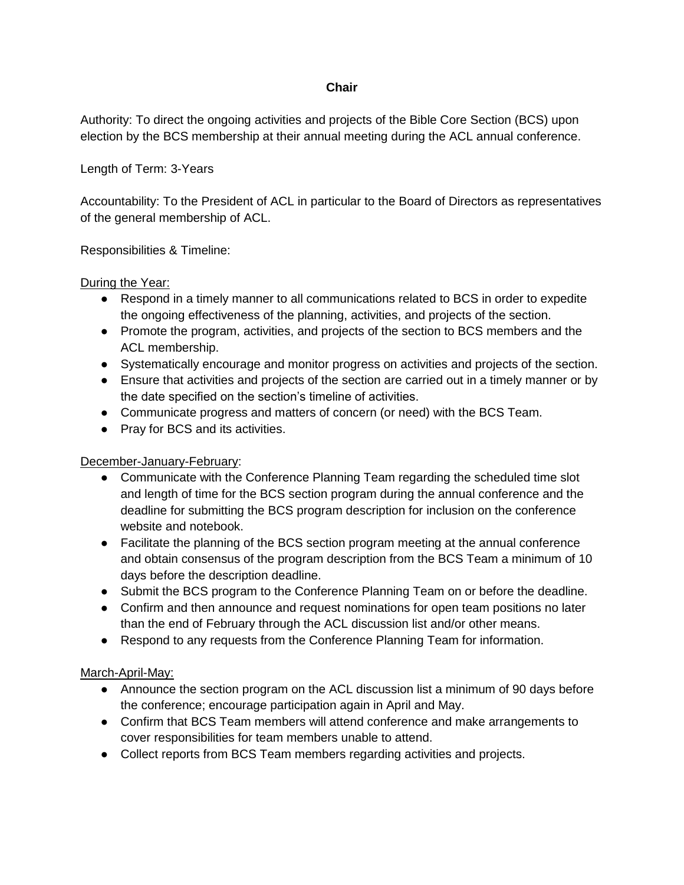**Chair**

Authority: To direct the ongoing activities and projects of the Bible Core Section (BCS) upon election by the BCS membership at their annual meeting during the ACL annual conference.

Length of Term: 3-Years

Accountability: To the President of ACL in particular to the Board of Directors as representatives of the general membership of ACL.

Responsibilities & Timeline:

<u>During the Year:</u>

- Respond in a timely manner to all communications related to BCS in order to expedite the ongoing effectiveness of the planning, activities, and projects of the section.
- Promote the program, activities, and projects of the section to BCS members and the ACL membership.
- Systematically encourage and monitor progress on activities and projects of the section.
- Ensure that activities and projects of the section are carried out in a timely manner or by the date specified on the section's timeline of activities.
- Communicate progress and matters of concern (or need) with the BCS Team.
- Pray for BCS and its activities.

<u>December-January-February</u>:

- Communicate with the Conference Planning Team regarding the scheduled time slot and length of time for the BCS section program during the annual conference and the deadline for submitting the BCS program description for inclusion on the conference website and notebook.
- Facilitate the planning of the BCS section program meeting at the annual conference and obtain consensus of the program description from the BCS Team a minimum of 10 days before the description deadline.
- Submit the BCS program to the Conference Planning Team on or before the deadline.
- Confirm and then announce and request nominations for open team positions no later than the end of February through the ACL discussion list and/or other means.
- Respond to any requests from the Conference Planning Team for information.

<u>March-April-May:</u>

- Announce the section program on the ACL discussion list a minimum of 90 days before the conference; encourage participation again in April and May.
- Confirm that BCS Team members will attend conference and make arrangements to cover responsibilities for team members unable to attend.
- Collect reports from BCS Team members regarding activities and projects.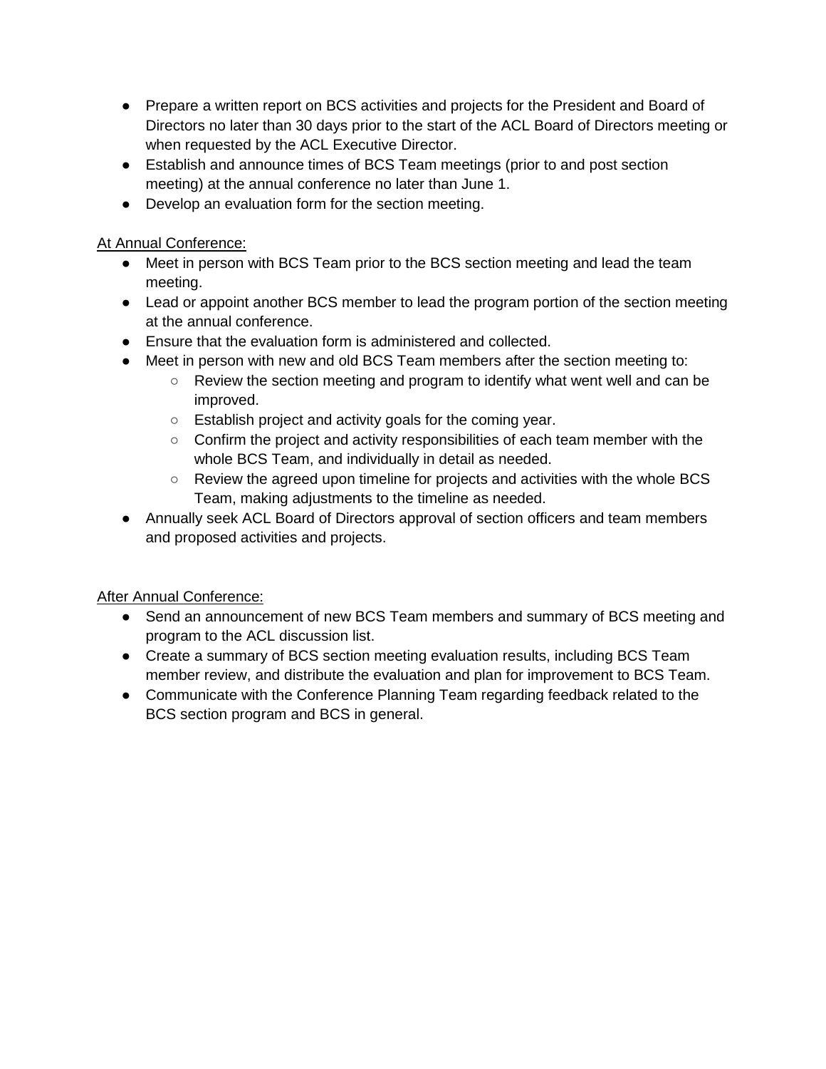- Prepare a written report on BCS activities and projects for the President and Board of Directors no later than 30 days prior to the start of the ACL Board of Directors meeting or when requested by the ACL Executive Director.
- Establish and announce times of BCS Team meetings (prior to and post section meeting) at the annual conference no later than June 1.
- Develop an evaluation form for the section meeting.

<u>At Annual Conference:</u>

- Meet in person with BCS Team prior to the BCS section meeting and lead the team meeting.
- Lead or appoint another BCS member to lead the program portion of the section meeting at the annual conference.
- Ensure that the evaluation form is administered and collected.
- Meet in person with new and old BCS Team members after the section meeting to:
  - Review the section meeting and program to identify what went well and can be improved.
  - Establish project and activity goals for the coming year.
  - Confirm the project and activity responsibilities of each team member with the whole BCS Team, and individually in detail as needed.
  - Review the agreed upon timeline for projects and activities with the whole BCS Team, making adjustments to the timeline as needed.
- Annually seek ACL Board of Directors approval of section officers and team members and proposed activities and projects.

<u>After Annual Conference:</u>

- Send an announcement of new BCS Team members and summary of BCS meeting and program to the ACL discussion list.
- Create a summary of BCS section meeting evaluation results, including BCS Team member review, and distribute the evaluation and plan for improvement to BCS Team.
- Communicate with the Conference Planning Team regarding feedback related to the BCS section program and BCS in general.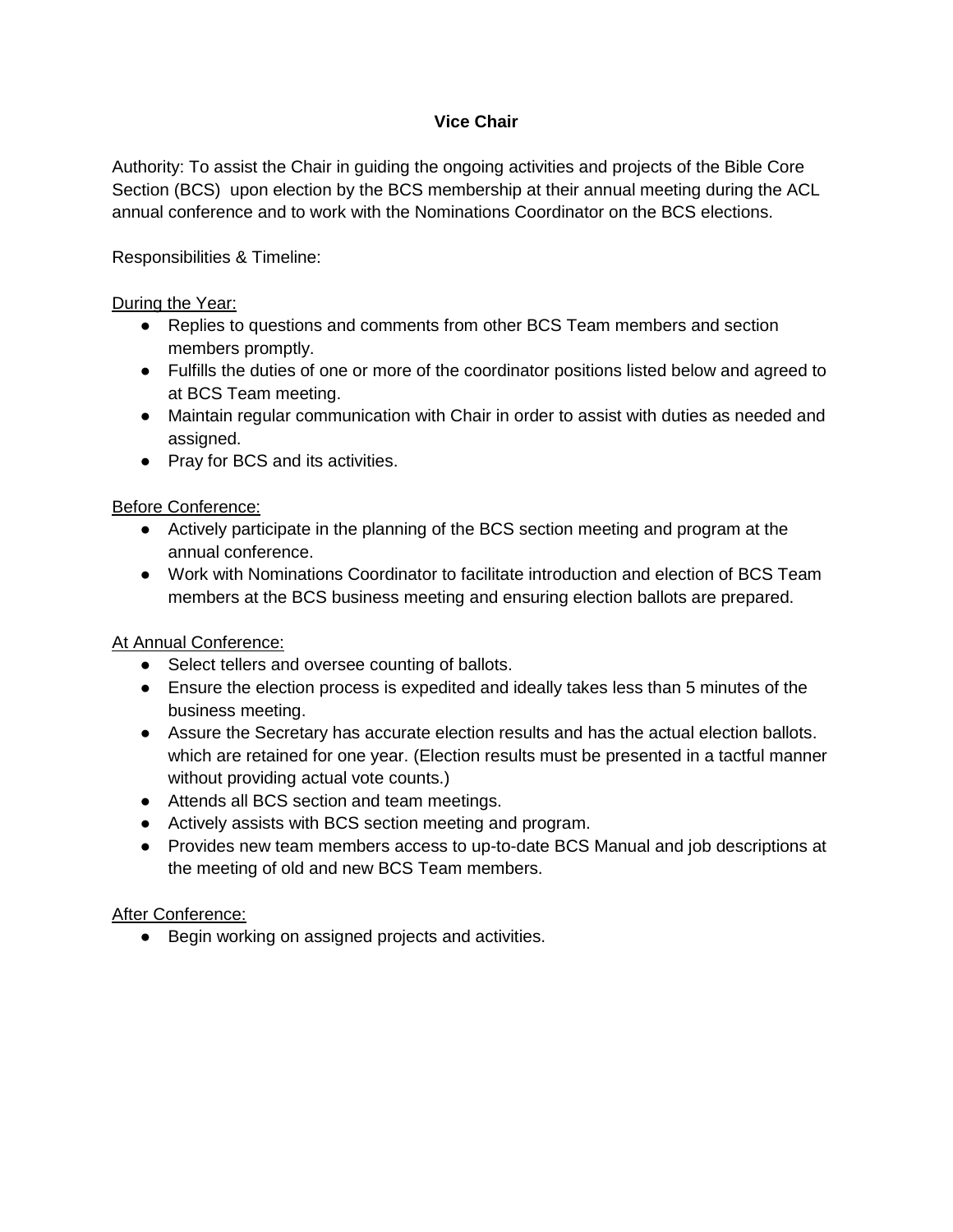**Vice Chair**

Authority: To assist the Chair in guiding the ongoing activities and projects of the Bible Core Section (BCS) upon election by the BCS membership at their annual meeting during the ACL annual conference and to work with the Nominations Coordinator on the BCS elections.

Responsibilities & Timeline:

<u>During the Year:</u>

- Replies to questions and comments from other BCS Team members and section members promptly.
- Fulfills the duties of one or more of the coordinator positions listed below and agreed to at BCS Team meeting.
- Maintain regular communication with Chair in order to assist with duties as needed and assigned.
- Pray for BCS and its activities.

<u>Before Conference:</u>

- Actively participate in the planning of the BCS section meeting and program at the annual conference.
- Work with Nominations Coordinator to facilitate introduction and election of BCS Team members at the BCS business meeting and ensuring election ballots are prepared.

<u>At Annual Conference:</u>

- Select tellers and oversee counting of ballots.
- Ensure the election process is expedited and ideally takes less than 5 minutes of the business meeting.
- Assure the Secretary has accurate election results and has the actual election ballots. which are retained for one year. (Election results must be presented in a tactful manner without providing actual vote counts.)
- Attends all BCS section and team meetings.
- Actively assists with BCS section meeting and program.
- Provides new team members access to up-to-date BCS Manual and job descriptions at the meeting of old and new BCS Team members.

<u>After Conference:</u>

- Begin working on assigned projects and activities.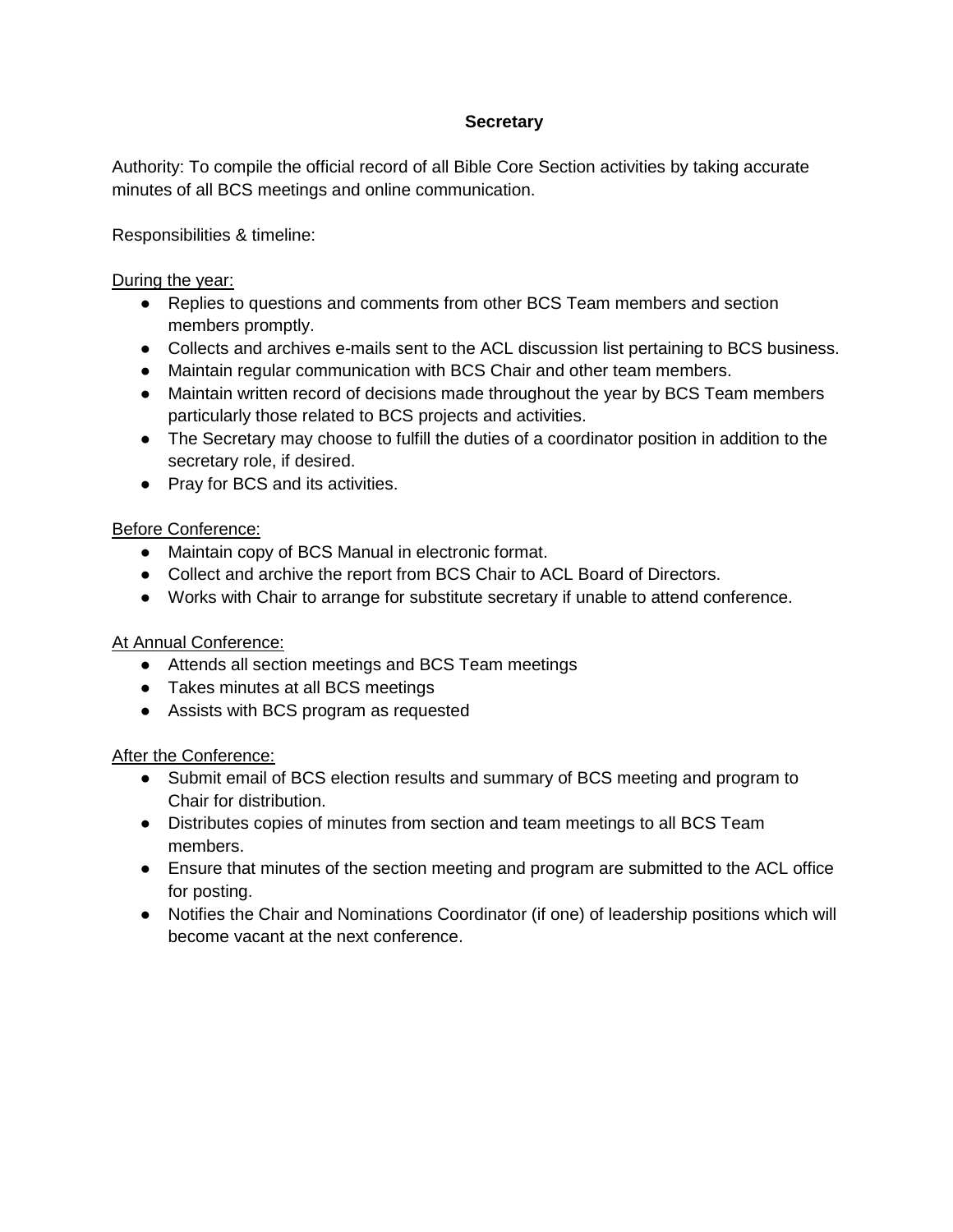## Secretary

Authority: To compile the official record of all Bible Core Section activities by taking accurate minutes of all BCS meetings and online communication.

Responsibilities & timeline:

<u>During the year:</u>

- Replies to questions and comments from other BCS Team members and section members promptly.
- Collects and archives e-mails sent to the ACL discussion list pertaining to BCS business.
- Maintain regular communication with BCS Chair and other team members.
- Maintain written record of decisions made throughout the year by BCS Team members particularly those related to BCS projects and activities.
- The Secretary may choose to fulfill the duties of a coordinator position in addition to the secretary role, if desired.
- Pray for BCS and its activities.

<u>Before Conference:</u>

- Maintain copy of BCS Manual in electronic format.
- Collect and archive the report from BCS Chair to ACL Board of Directors.
- Works with Chair to arrange for substitute secretary if unable to attend conference.

<u>At Annual Conference:</u>

- Attends all section meetings and BCS Team meetings
- Takes minutes at all BCS meetings
- Assists with BCS program as requested

<u>After the Conference:</u>

- Submit email of BCS election results and summary of BCS meeting and program to Chair for distribution.
- Distributes copies of minutes from section and team meetings to all BCS Team members.
- Ensure that minutes of the section meeting and program are submitted to the ACL office for posting.
- Notifies the Chair and Nominations Coordinator (if one) of leadership positions which will become vacant at the next conference.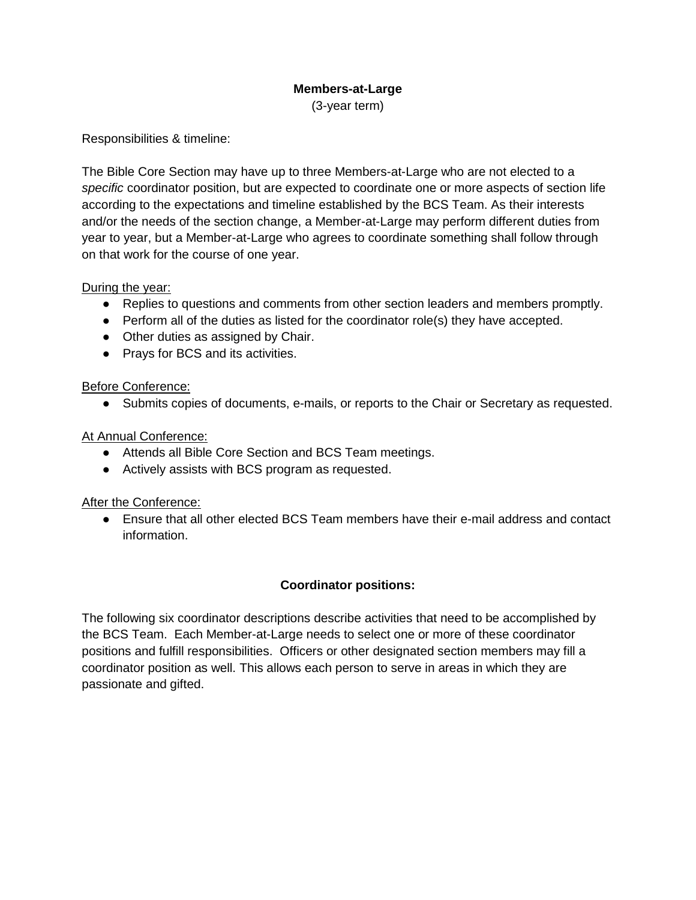**Members-at-Large**

(3-year term)

Responsibilities & timeline:

The Bible Core Section may have up to three Members-at-Large who are not elected to a *specific* coordinator position, but are expected to coordinate one or more aspects of section life according to the expectations and timeline established by the BCS Team. As their interests and/or the needs of the section change, a Member-at-Large may perform different duties from year to year, but a Member-at-Large who agrees to coordinate something shall follow through on that work for the course of one year.

<u>During the year:</u>

- Replies to questions and comments from other section leaders and members promptly.
- Perform all of the duties as listed for the coordinator role(s) they have accepted.
- Other duties as assigned by Chair.
- Prays for BCS and its activities.

<u>Before Conference:</u>

- Submits copies of documents, e-mails, or reports to the Chair or Secretary as requested.

<u>At Annual Conference:</u>

- Attends all Bible Core Section and BCS Team meetings.
- Actively assists with BCS program as requested.

<u>After the Conference:</u>

- Ensure that all other elected BCS Team members have their e-mail address and contact information.

**Coordinator positions:**

The following six coordinator descriptions describe activities that need to be accomplished by the BCS Team. Each Member-at-Large needs to select one or more of these coordinator positions and fulfill responsibilities. Officers or other designated section members may fill a coordinator position as well. This allows each person to serve in areas in which they are passionate and gifted.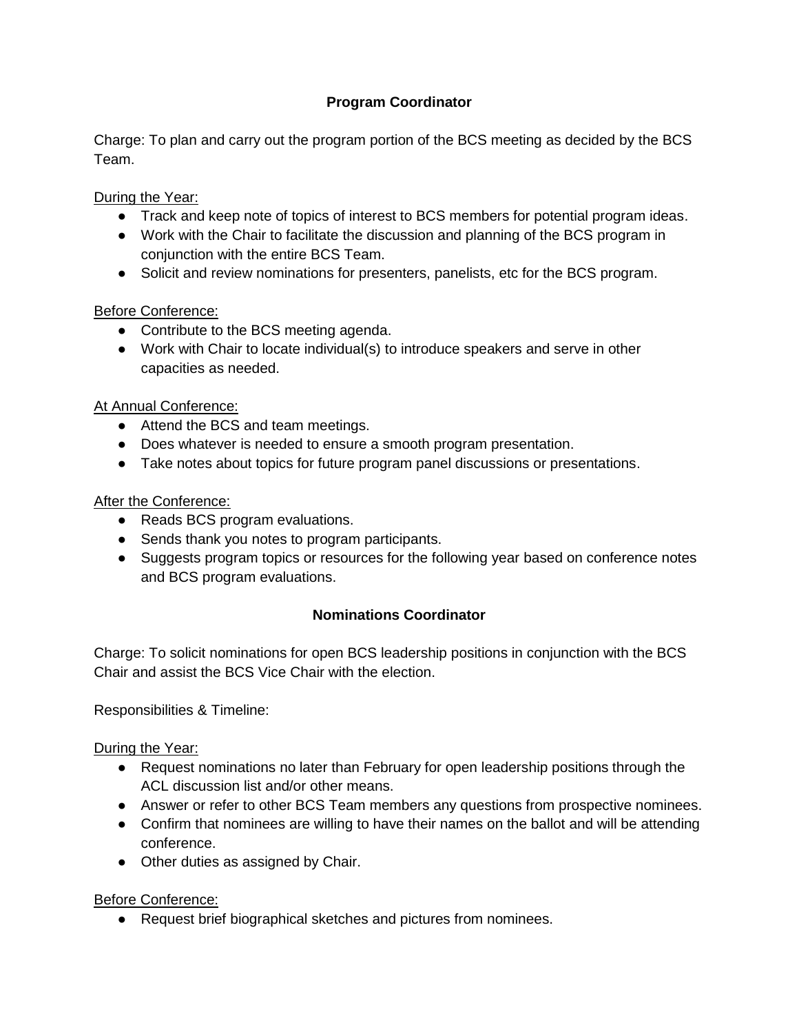## Program Coordinator

Charge: To plan and carry out the program portion of the BCS meeting as decided by the BCS Team.

During the Year:

- Track and keep note of topics of interest to BCS members for potential program ideas.
- Work with the Chair to facilitate the discussion and planning of the BCS program in conjunction with the entire BCS Team.
- Solicit and review nominations for presenters, panelists, etc for the BCS program.

Before Conference:

- Contribute to the BCS meeting agenda.
- Work with Chair to locate individual(s) to introduce speakers and serve in other capacities as needed.

At Annual Conference:

- Attend the BCS and team meetings.
- Does whatever is needed to ensure a smooth program presentation.
- Take notes about topics for future program panel discussions or presentations.

After the Conference:

- Reads BCS program evaluations.
- Sends thank you notes to program participants.
- Suggests program topics or resources for the following year based on conference notes and BCS program evaluations.

## Nominations Coordinator

Charge: To solicit nominations for open BCS leadership positions in conjunction with the BCS Chair and assist the BCS Vice Chair with the election.

Responsibilities & Timeline:

During the Year:

- Request nominations no later than February for open leadership positions through the ACL discussion list and/or other means.
- Answer or refer to other BCS Team members any questions from prospective nominees.
- Confirm that nominees are willing to have their names on the ballot and will be attending conference.
- Other duties as assigned by Chair.

Before Conference:

- Request brief biographical sketches and pictures from nominees.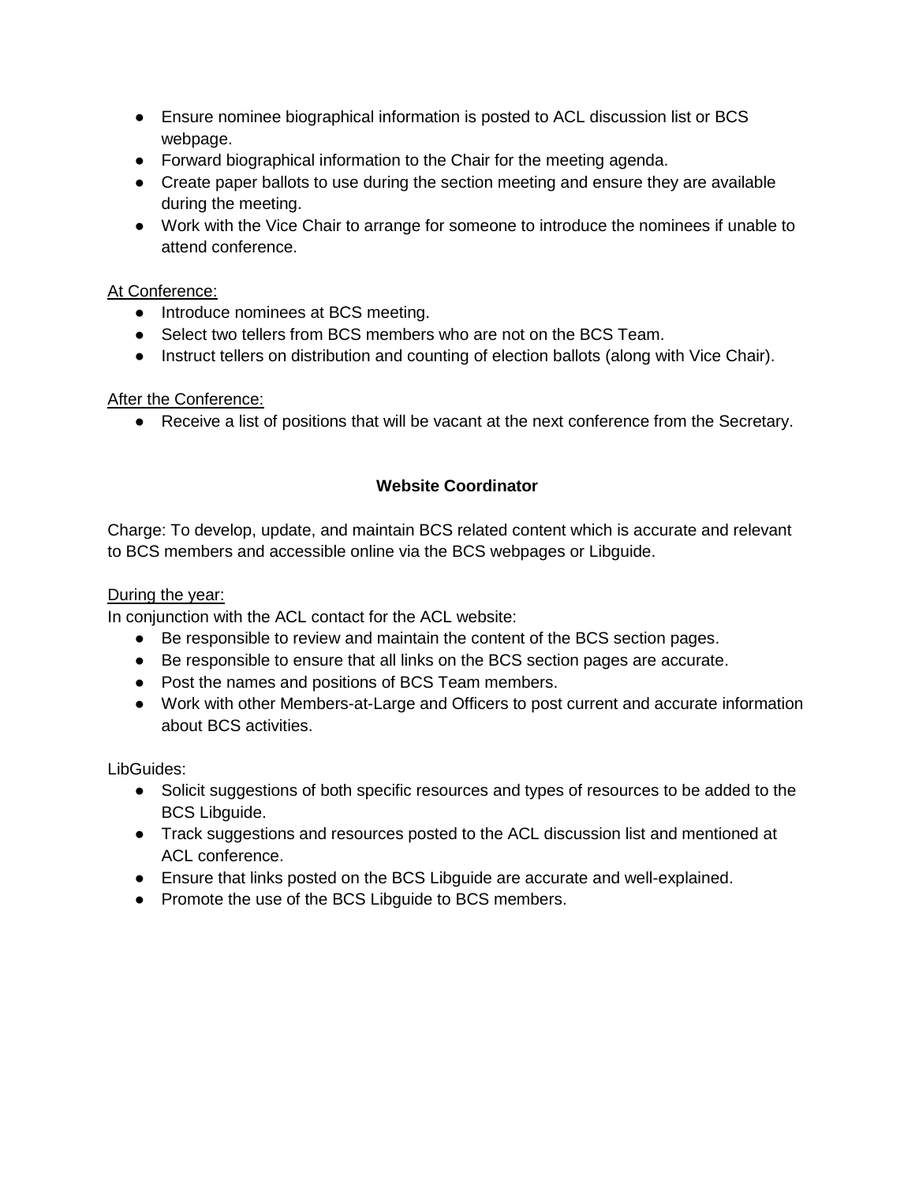- Ensure nominee biographical information is posted to ACL discussion list or BCS webpage.
- Forward biographical information to the Chair for the meeting agenda.
- Create paper ballots to use during the section meeting and ensure they are available during the meeting.
- Work with the Vice Chair to arrange for someone to introduce the nominees if unable to attend conference.

<u>At Conference:</u>

- Introduce nominees at BCS meeting.
- Select two tellers from BCS members who are not on the BCS Team.
- Instruct tellers on distribution and counting of election ballots (along with Vice Chair).

<u>After the Conference:</u>

- Receive a list of positions that will be vacant at the next conference from the Secretary.

### Website Coordinator

Charge: To develop, update, and maintain BCS related content which is accurate and relevant to BCS members and accessible online via the BCS webpages or Libguide.

<u>During the year:</u>

In conjunction with the ACL contact for the ACL website:

- Be responsible to review and maintain the content of the BCS section pages.
- Be responsible to ensure that all links on the BCS section pages are accurate.
- Post the names and positions of BCS Team members.
- Work with other Members-at-Large and Officers to post current and accurate information about BCS activities.

LibGuides:

- Solicit suggestions of both specific resources and types of resources to be added to the BCS Libguide.
- Track suggestions and resources posted to the ACL discussion list and mentioned at ACL conference.
- Ensure that links posted on the BCS Libguide are accurate and well-explained.
- Promote the use of the BCS Libguide to BCS members.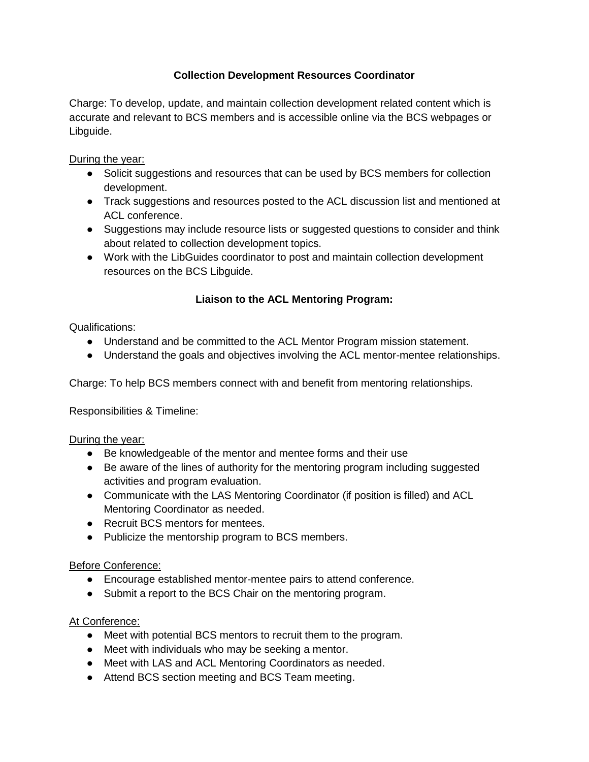## Collection Development Resources Coordinator

Charge: To develop, update, and maintain collection development related content which is accurate and relevant to BCS members and is accessible online via the BCS webpages or Libguide.

<u>During the year:</u>

- Solicit suggestions and resources that can be used by BCS members for collection development.
- Track suggestions and resources posted to the ACL discussion list and mentioned at ACL conference.
- Suggestions may include resource lists or suggested questions to consider and think about related to collection development topics.
- Work with the LibGuides coordinator to post and maintain collection development resources on the BCS Libguide.

## Liaison to the ACL Mentoring Program:

Qualifications:

- Understand and be committed to the ACL Mentor Program mission statement.
- Understand the goals and objectives involving the ACL mentor-mentee relationships.

Charge: To help BCS members connect with and benefit from mentoring relationships.

Responsibilities & Timeline:

<u>During the year:</u>

- Be knowledgeable of the mentor and mentee forms and their use
- Be aware of the lines of authority for the mentoring program including suggested activities and program evaluation.
- Communicate with the LAS Mentoring Coordinator (if position is filled) and ACL Mentoring Coordinator as needed.
- Recruit BCS mentors for mentees.
- Publicize the mentorship program to BCS members.

<u>Before Conference:</u>

- Encourage established mentor-mentee pairs to attend conference.
- Submit a report to the BCS Chair on the mentoring program.

<u>At Conference:</u>

- Meet with potential BCS mentors to recruit them to the program.
- Meet with individuals who may be seeking a mentor.
- Meet with LAS and ACL Mentoring Coordinators as needed.
- Attend BCS section meeting and BCS Team meeting.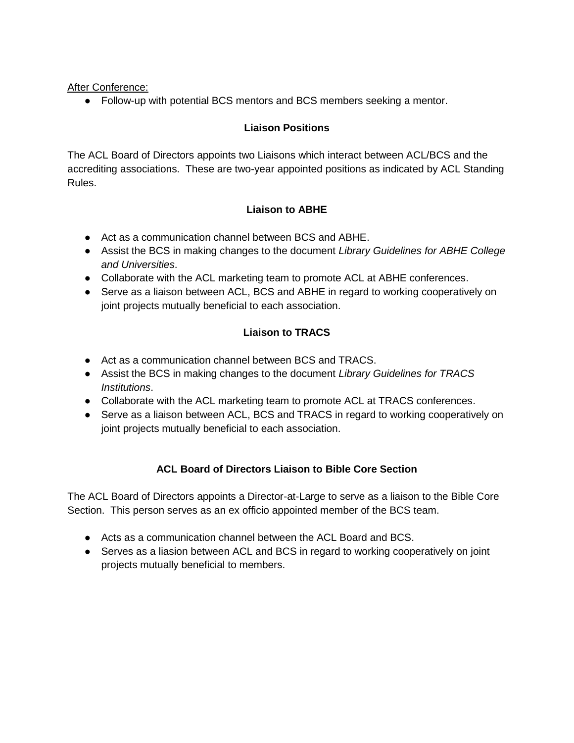After Conference:

- Follow-up with potential BCS mentors and BCS members seeking a mentor.

## Liaison Positions

The ACL Board of Directors appoints two Liaisons which interact between ACL/BCS and the accrediting associations. These are two-year appointed positions as indicated by ACL Standing Rules.

### Liaison to ABHE

- Act as a communication channel between BCS and ABHE.
- Assist the BCS in making changes to the document *Library Guidelines for ABHE College and Universities*.
- Collaborate with the ACL marketing team to promote ACL at ABHE conferences.
- Serve as a liaison between ACL, BCS and ABHE in regard to working cooperatively on joint projects mutually beneficial to each association.

### Liaison to TRACS

- Act as a communication channel between BCS and TRACS.
- Assist the BCS in making changes to the document *Library Guidelines for TRACS Institutions*.
- Collaborate with the ACL marketing team to promote ACL at TRACS conferences.
- Serve as a liaison between ACL, BCS and TRACS in regard to working cooperatively on joint projects mutually beneficial to each association.

## ACL Board of Directors Liaison to Bible Core Section

The ACL Board of Directors appoints a Director-at-Large to serve as a liaison to the Bible Core Section. This person serves as an ex officio appointed member of the BCS team.

- Acts as a communication channel between the ACL Board and BCS.
- Serves as a liasion between ACL and BCS in regard to working cooperatively on joint projects mutually beneficial to members.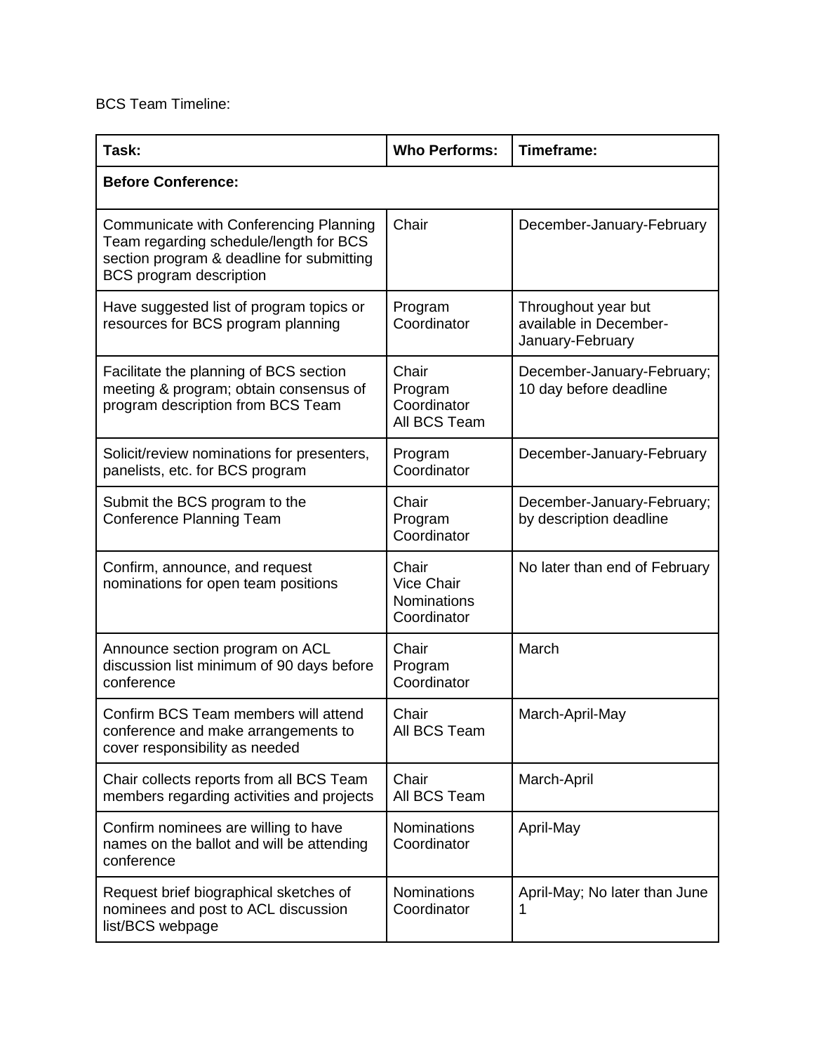BCS Team Timeline:

| Task: | Who Performs: | Timeframe: |
|---|---|---|
| **Before Conference:** | | |
| Communicate with Conferencing Planning Team regarding schedule/length for BCS section program & deadline for submitting BCS program description | Chair | December-January-February |
| Have suggested list of program topics or resources for BCS program planning | Program Coordinator | Throughout year but available in December-January-February |
| Facilitate the planning of BCS section meeting & program; obtain consensus of program description from BCS Team | Chair<br>Program Coordinator<br>All BCS Team | December-January-February; 10 day before deadline |
| Solicit/review nominations for presenters, panelists, etc. for BCS program | Program Coordinator | December-January-February |
| Submit the BCS program to the Conference Planning Team | Chair<br>Program Coordinator | December-January-February; by description deadline |
| Confirm, announce, and request nominations for open team positions | Chair<br>Vice Chair<br>Nominations Coordinator | No later than end of February |
| Announce section program on ACL discussion list minimum of 90 days before conference | Chair<br>Program Coordinator | March |
| Confirm BCS Team members will attend conference and make arrangements to cover responsibility as needed | Chair<br>All BCS Team | March-April-May |
| Chair collects reports from all BCS Team members regarding activities and projects | Chair<br>All BCS Team | March-April |
| Confirm nominees are willing to have names on the ballot and will be attending conference | Nominations Coordinator | April-May |
| Request brief biographical sketches of nominees and post to ACL discussion list/BCS webpage | Nominations Coordinator | April-May; No later than June 1 |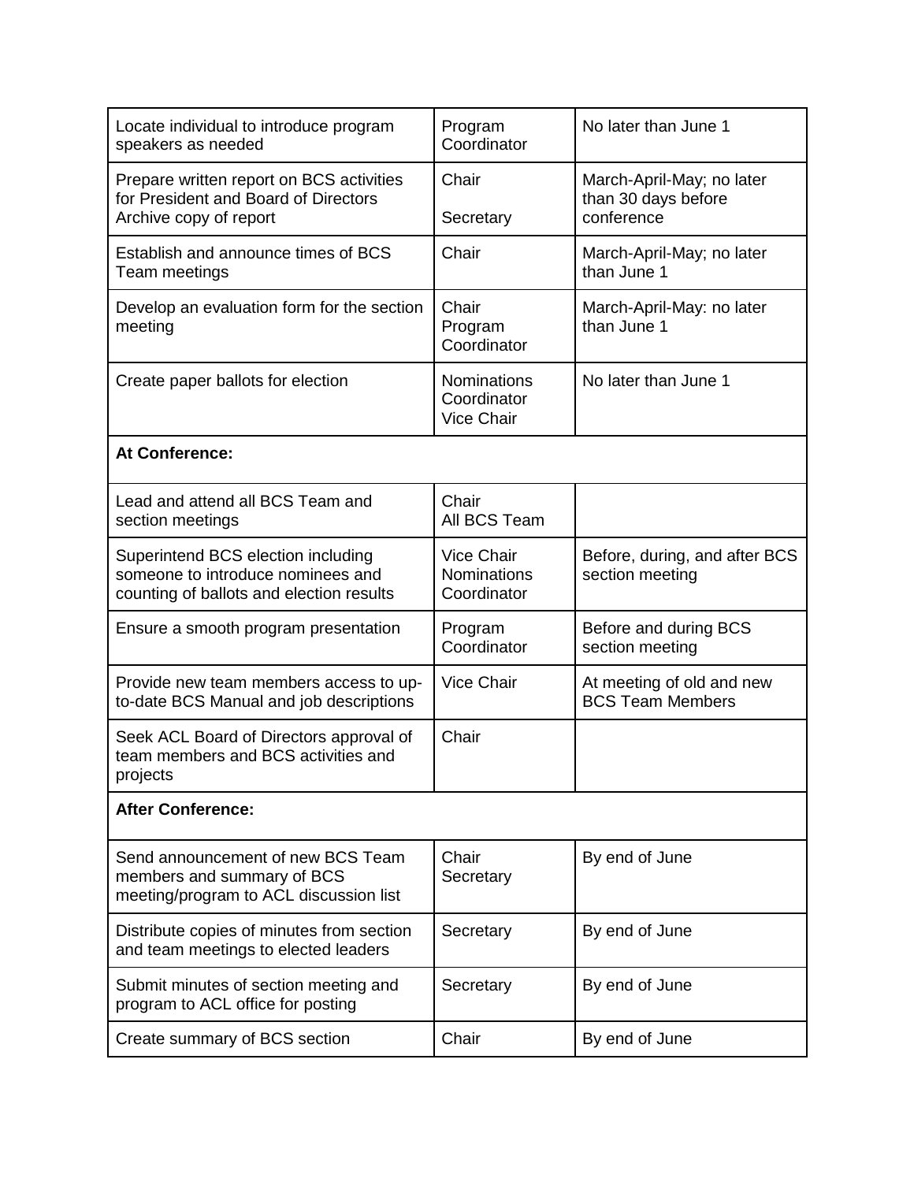| | | |
|---|---|---|
| Locate individual to introduce program speakers as needed | Program Coordinator | No later than June 1 |
| Prepare written report on BCS activities for President and Board of Directors<br>Archive copy of report | Chair<br><br>Secretary | March-April-May; no later than 30 days before conference |
| Establish and announce times of BCS Team meetings | Chair | March-April-May; no later than June 1 |
| Develop an evaluation form for the section meeting | Chair<br>Program Coordinator | March-April-May: no later than June 1 |
| Create paper ballots for election | Nominations Coordinator<br>Vice Chair | No later than June 1 |
| **At Conference:** | | |
| Lead and attend all BCS Team and section meetings | Chair<br>All BCS Team | |
| Superintend BCS election including someone to introduce nominees and counting of ballots and election results | Vice Chair<br>Nominations Coordinator | Before, during, and after BCS section meeting |
| Ensure a smooth program presentation | Program Coordinator | Before and during BCS section meeting |
| Provide new team members access to up-to-date BCS Manual and job descriptions | Vice Chair | At meeting of old and new BCS Team Members |
| Seek ACL Board of Directors approval of team members and BCS activities and projects | Chair | |
| **After Conference:** | | |
| Send announcement of new BCS Team members and summary of BCS meeting/program to ACL discussion list | Chair<br>Secretary | By end of June |
| Distribute copies of minutes from section and team meetings to elected leaders | Secretary | By end of June |
| Submit minutes of section meeting and program to ACL office for posting | Secretary | By end of June |
| Create summary of BCS section | Chair | By end of June |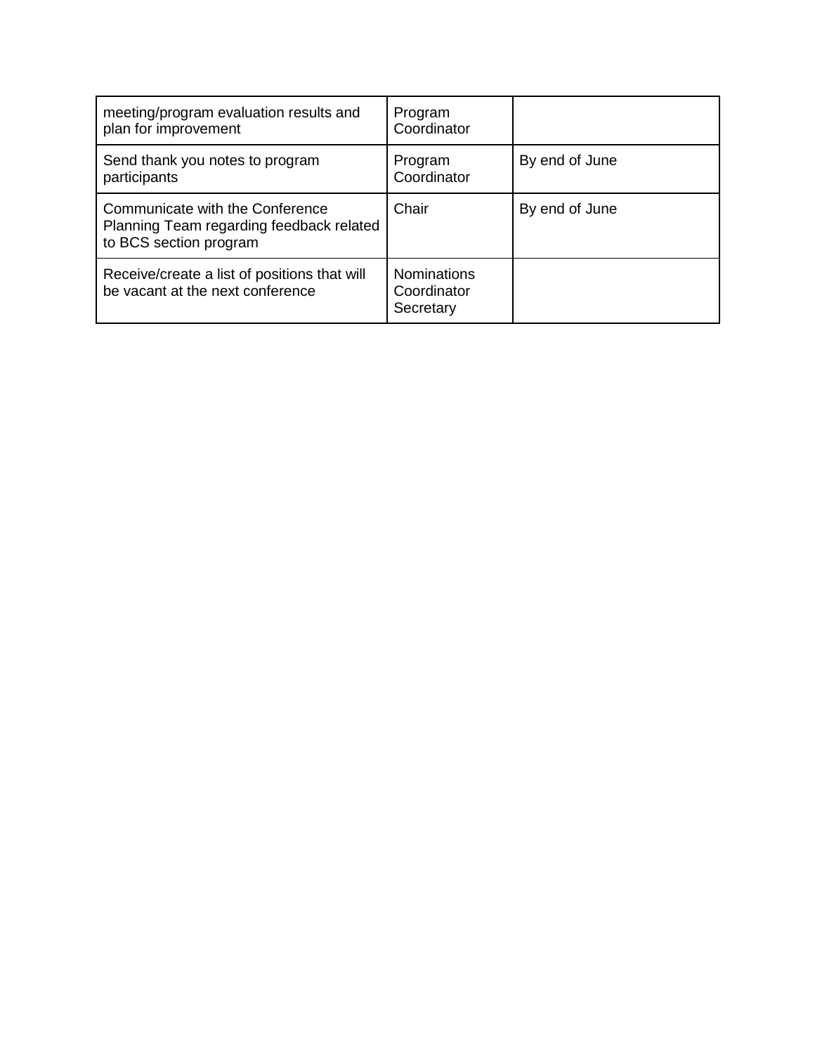| | | |
|---|---|---|
| meeting/program evaluation results and plan for improvement | Program Coordinator | |
| Send thank you notes to program participants | Program Coordinator | By end of June |
| Communicate with the Conference Planning Team regarding feedback related to BCS section program | Chair | By end of June |
| Receive/create a list of positions that will be vacant at the next conference | Nominations Coordinator Secretary | |